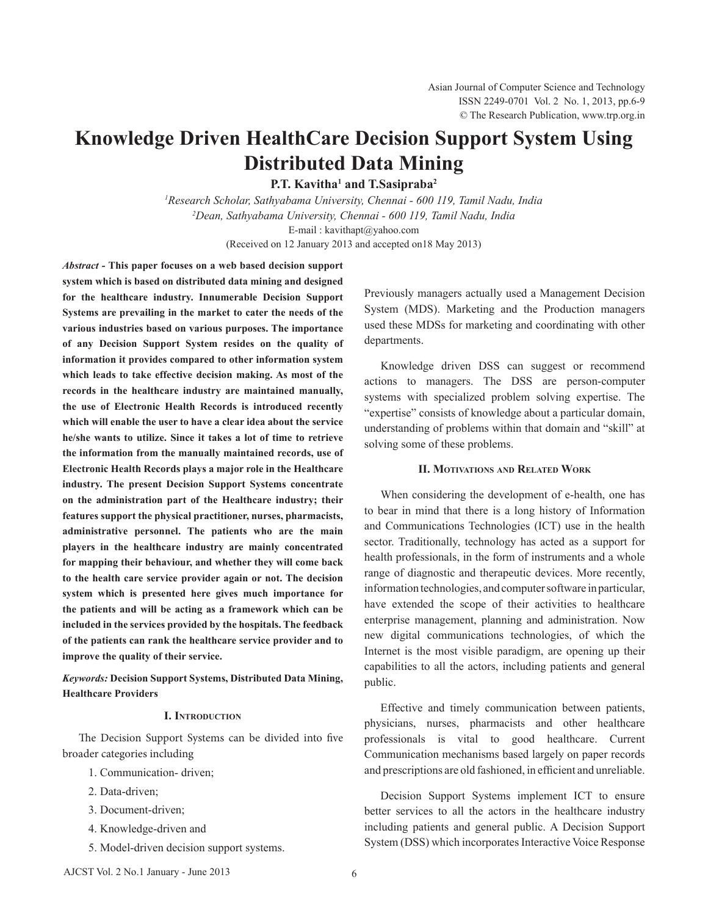// Knowledge Driven HealthCare Decision Support System Using Distributed Data Mining

**P.T. Kavitha[1] and T.Sasipraba[2]**

[1]*Research Scholar, Sathyabama University, Chennai - 600 119, Tamil Nadu, India*

[2]*Dean, Sathyabama University, Chennai - 600 119, Tamil Nadu, India*

E-mail : kavithapt@yahoo.com

(Received on 12 January 2013 and accepted on18 May 2013)

***Abstract* - This paper focuses on a web based decision support system which is based on distributed data mining and designed for the healthcare industry. Innumerable Decision Support Systems are prevailing in the market to cater the needs of the various industries based on various purposes. The importance of any Decision Support System resides on the quality of information it provides compared to other information system which leads to take effective decision making. As most of the records in the healthcare industry are maintained manually, the use of Electronic Health Records is introduced recently which will enable the user to have a clear idea about the service he/she wants to utilize. Since it takes a lot of time to retrieve the information from the manually maintained records, use of Electronic Health Records plays a major role in the Healthcare industry. The present Decision Support Systems concentrate on the administration part of the Healthcare industry; their features support the physical practitioner, nurses, pharmacists, administrative personnel. The patients who are the main players in the healthcare industry are mainly concentrated for mapping their behaviour, and whether they will come back to the health care service provider again or not. The decision system which is presented here gives much importance for the patients and will be acting as a framework which can be included in the services provided by the hospitals. The feedback of the patients can rank the healthcare service provider and to improve the quality of their service.**

***Keywords:* Decision Support Systems, Distributed Data Mining, Healthcare Providers**

## I. Introduction

The Decision Support Systems can be divided into five broader categories including

1. Communication- driven;
2. Data-driven;
3. Document-driven;
4. Knowledge-driven and
5. Model-driven decision support systems.

Previously managers actually used a Management Decision System (MDS). Marketing and the Production managers used these MDSs for marketing and coordinating with other departments.

Knowledge driven DSS can suggest or recommend actions to managers. The DSS are person-computer systems with specialized problem solving expertise. The "expertise" consists of knowledge about a particular domain, understanding of problems within that domain and "skill" at solving some of these problems.

## II. Motivations and Related Work

When considering the development of e-health, one has to bear in mind that there is a long history of Information and Communications Technologies (ICT) use in the health sector. Traditionally, technology has acted as a support for health professionals, in the form of instruments and a whole range of diagnostic and therapeutic devices. More recently, information technologies, and computer software in particular, have extended the scope of their activities to healthcare enterprise management, planning and administration. Now new digital communications technologies, of which the Internet is the most visible paradigm, are opening up their capabilities to all the actors, including patients and general public.

Effective and timely communication between patients, physicians, nurses, pharmacists and other healthcare professionals is vital to good healthcare. Current Communication mechanisms based largely on paper records and prescriptions are old fashioned, in efficient and unreliable.

Decision Support Systems implement ICT to ensure better services to all the actors in the healthcare industry including patients and general public. A Decision Support System (DSS) which incorporates Interactive Voice Response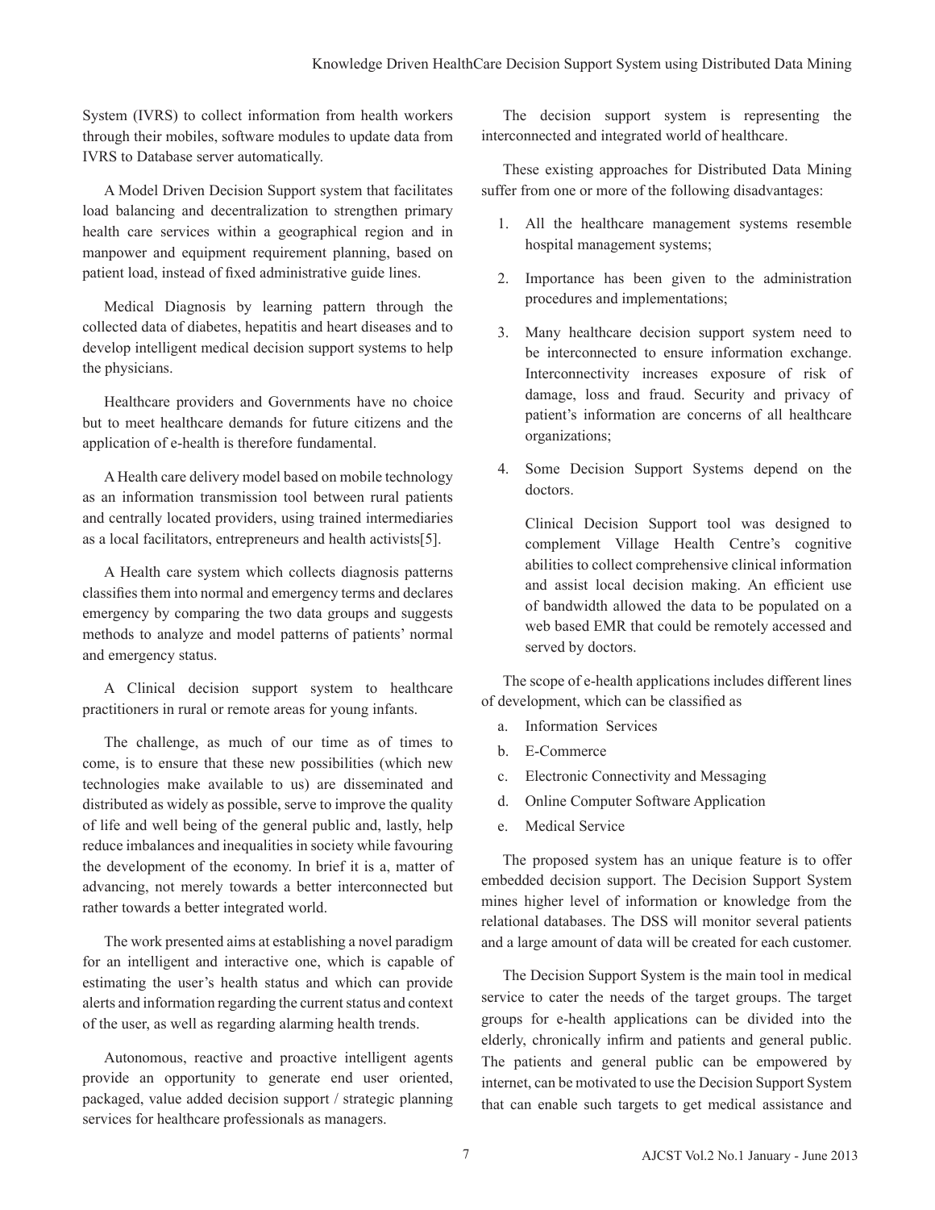System (IVRS) to collect information from health workers through their mobiles, software modules to update data from IVRS to Database server automatically.

A Model Driven Decision Support system that facilitates load balancing and decentralization to strengthen primary health care services within a geographical region and in manpower and equipment requirement planning, based on patient load, instead of fixed administrative guide lines.

Medical Diagnosis by learning pattern through the collected data of diabetes, hepatitis and heart diseases and to develop intelligent medical decision support systems to help the physicians.

Healthcare providers and Governments have no choice but to meet healthcare demands for future citizens and the application of e-health is therefore fundamental.

A Health care delivery model based on mobile technology as an information transmission tool between rural patients and centrally located providers, using trained intermediaries as a local facilitators, entrepreneurs and health activists[5].

A Health care system which collects diagnosis patterns classifies them into normal and emergency terms and declares emergency by comparing the two data groups and suggests methods to analyze and model patterns of patients' normal and emergency status.

A Clinical decision support system to healthcare practitioners in rural or remote areas for young infants.

The challenge, as much of our time as of times to come, is to ensure that these new possibilities (which new technologies make available to us) are disseminated and distributed as widely as possible, serve to improve the quality of life and well being of the general public and, lastly, help reduce imbalances and inequalities in society while favouring the development of the economy. In brief it is a, matter of advancing, not merely towards a better interconnected but rather towards a better integrated world.

The work presented aims at establishing a novel paradigm for an intelligent and interactive one, which is capable of estimating the user's health status and which can provide alerts and information regarding the current status and context of the user, as well as regarding alarming health trends.

Autonomous, reactive and proactive intelligent agents provide an opportunity to generate end user oriented, packaged, value added decision support / strategic planning services for healthcare professionals as managers.

The decision support system is representing the interconnected and integrated world of healthcare.

These existing approaches for Distributed Data Mining suffer from one or more of the following disadvantages:

1. All the healthcare management systems resemble hospital management systems;
2. Importance has been given to the administration procedures and implementations;
3. Many healthcare decision support system need to be interconnected to ensure information exchange. Interconnectivity increases exposure of risk of damage, loss and fraud. Security and privacy of patient's information are concerns of all healthcare organizations;
4. Some Decision Support Systems depend on the doctors.

   Clinical Decision Support tool was designed to complement Village Health Centre's cognitive abilities to collect comprehensive clinical information and assist local decision making. An efficient use of bandwidth allowed the data to be populated on a web based EMR that could be remotely accessed and served by doctors.

The scope of e-health applications includes different lines of development, which can be classified as

a. Information Services
b. E-Commerce
c. Electronic Connectivity and Messaging
d. Online Computer Software Application
e. Medical Service

The proposed system has an unique feature is to offer embedded decision support. The Decision Support System mines higher level of information or knowledge from the relational databases. The DSS will monitor several patients and a large amount of data will be created for each customer.

The Decision Support System is the main tool in medical service to cater the needs of the target groups. The target groups for e-health applications can be divided into the elderly, chronically infirm and patients and general public. The patients and general public can be empowered by internet, can be motivated to use the Decision Support System that can enable such targets to get medical assistance and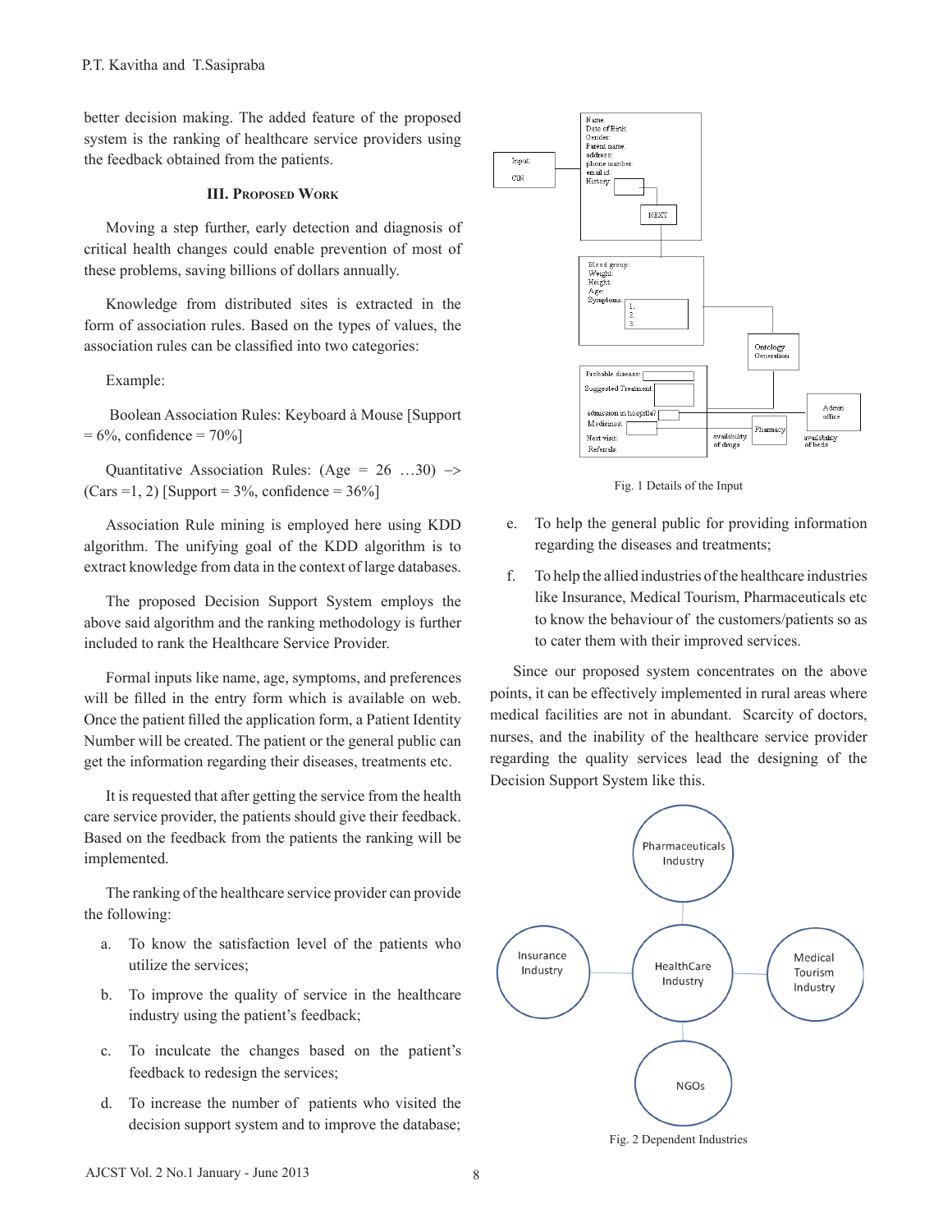better decision making. The added feature of the proposed system is the ranking of healthcare service providers using the feedback obtained from the patients.

## III. Proposed Work

Moving a step further, early detection and diagnosis of critical health changes could enable prevention of most of these problems, saving billions of dollars annually.

Knowledge from distributed sites is extracted in the form of association rules. Based on the types of values, the association rules can be classified into two categories:

Example:

Boolean Association Rules: Keyboard à Mouse [Support = 6%, confidence = 70%]

Quantitative Association Rules: (Age = 26 …30) –> (Cars =1, 2) [Support = 3%, confidence = 36%]

Association Rule mining is employed here using KDD algorithm. The unifying goal of the KDD algorithm is to extract knowledge from data in the context of large databases.

The proposed Decision Support System employs the above said algorithm and the ranking methodology is further included to rank the Healthcare Service Provider.

Formal inputs like name, age, symptoms, and preferences will be filled in the entry form which is available on web. Once the patient filled the application form, a Patient Identity Number will be created. The patient or the general public can get the information regarding their diseases, treatments etc.

It is requested that after getting the service from the health care service provider, the patients should give their feedback. Based on the feedback from the patients the ranking will be implemented.

The ranking of the healthcare service provider can provide the following:

a. To know the satisfaction level of the patients who utilize the services;

b. To improve the quality of service in the healthcare industry using the patient's feedback;

c. To inculcate the changes based on the patient's feedback to redesign the services;

d. To increase the number of patients who visited the decision support system and to improve the database;

e. To help the general public for providing information regarding the diseases and treatments;

f. To help the allied industries of the healthcare industries like Insurance, Medical Tourism, Pharmaceuticals etc to know the behaviour of the customers/patients so as to cater them with their improved services.

Since our proposed system concentrates on the above points, it can be effectively implemented in rural areas where medical facilities are not in abundant. Scarcity of doctors, nurses, and the inability of the healthcare service provider regarding the quality services lead the designing of the Decision Support System like this.

Fig. 1 Details of the Input

Fig. 2 Dependent Industries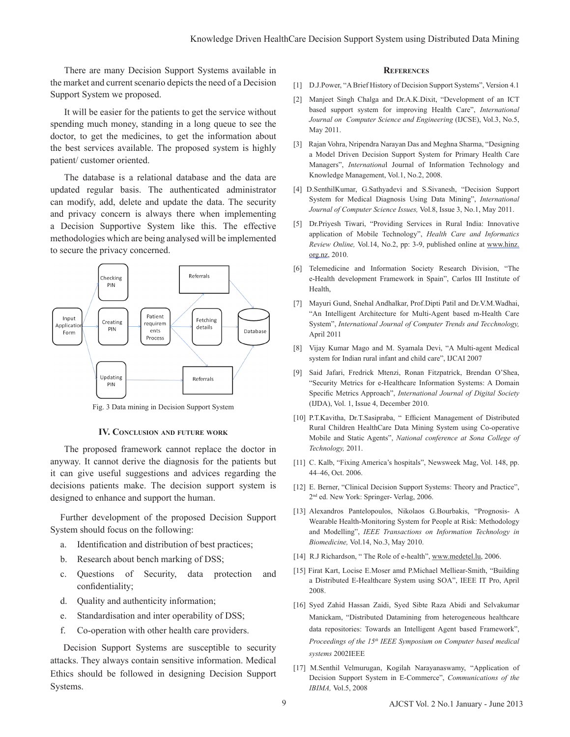There are many Decision Support Systems available in the market and current scenario depicts the need of a Decision Support System we proposed.

It will be easier for the patients to get the service without spending much money, standing in a long queue to see the doctor, to get the medicines, to get the information about the best services available. The proposed system is highly patient/ customer oriented.

The database is a relational database and the data are updated regular basis. The authenticated administrator can modify, add, delete and update the data. The security and privacy concern is always there when implementing a Decision Supportive System like this. The effective methodologies which are being analysed will be implemented to secure the privacy concerned.

Checking PIN
Referrals
Input Application Form
Creating PIN
Patient requirements Process
Fetching details
Database
Updating PIN
Referrals

Fig. 3 Data mining in Decision Support System

## IV. Conclusion and future work

The proposed framework cannot replace the doctor in anyway. It cannot derive the diagnosis for the patients but it can give useful suggestions and advices regarding the decisions patients make. The decision support system is designed to enhance and support the human.

Further development of the proposed Decision Support System should focus on the following:

a. Identification and distribution of best practices;
b. Research about bench marking of DSS;
c. Questions of Security, data protection and confidentiality;
d. Quality and authenticity information;
e. Standardisation and inter operability of DSS;
f. Co-operation with other health care providers.

Decision Support Systems are susceptible to security attacks. They always contain sensitive information. Medical Ethics should be followed in designing Decision Support Systems.

## References

[1] D.J.Power, "A Brief History of Decision Support Systems", Version 4.1

[2] Manjeet Singh Chalga and Dr.A.K.Dixit, "Development of an ICT based support system for improving Health Care", *International Journal on Computer Science and Engineering* (IJCSE), Vol.3, No.5, May 2011.

[3] Rajan Vohra, Nripendra Narayan Das and Meghna Sharma, "Designing a Model Driven Decision Support System for Primary Health Care Managers", *International* Journal of Information Technology and Knowledge Management, Vol.1, No.2, 2008.

[4] D.SenthilKumar, G.Sathyadevi and S.Sivanesh, "Decision Support System for Medical Diagnosis Using Data Mining", *International Journal of Computer Science Issues,* Vol.8, Issue 3, No.1, May 2011.

[5] Dr.Priyesh Tiwari, "Providing Services in Rural India: Innovative application of Mobile Technology", *Health Care and Informatics Review Online,* Vol.14, No.2, pp: 3-9, published online at www.hinz.org.nz, 2010.

[6] Telemedicine and Information Society Research Division, "The e-Health development Framework in Spain", Carlos III Institute of Health,

[7] Mayuri Gund, Snehal Andhalkar, Prof.Dipti Patil and Dr.V.M.Wadhai, "An Intelligent Architecture for Multi-Agent based m-Health Care System", *International Journal of Computer Trends and Tecchnology,* April 2011

[8] Vijay Kumar Mago and M. Syamala Devi, "A Multi-agent Medical system for Indian rural infant and child care", IJCAI 2007

[9] Said Jafari, Fredrick Mtenzi, Ronan Fitzpatrick, Brendan O'Shea, "Security Metrics for e-Healthcare Information Systems: A Domain Specific Metrics Approach", *International Journal of Digital Society* (IJDA), Vol. 1, Issue 4, December 2010.

[10] P.T.Kavitha, Dr.T.Sasipraba, " Efficient Management of Distributed Rural Children HealthCare Data Mining System using Co-operative Mobile and Static Agents", *National conference at Sona College of Technology,* 2011.

[11] C. Kalb, "Fixing America's hospitals", Newsweek Mag, Vol. 148, pp. 44–46, Oct. 2006.

[12] E. Berner, "Clinical Decision Support Systems: Theory and Practice", 2nd ed. New York: Springer- Verlag, 2006.

[13] Alexandros Pantelopoulos, Nikolaos G.Bourbakis, "Prognosis- A Wearable Health-Monitoring System for People at Risk: Methodology and Modelling", *IEEE Transactions on Information Technology in Biomedicine,* Vol.14, No.3, May 2010.

[14] R.J Richardson, " The Role of e-health", www.medetel.lu, 2006.

[15] Firat Kart, Locise E.Moser amd P.Michael Melliear-Smith, "Building a Distributed E-Healthcare System using SOA", IEEE IT Pro, April 2008.

[16] Syed Zahid Hassan Zaidi, Syed Sibte Raza Abidi and Selvakumar Manickam, "Distributed Datamining from heterogeneous healthcare data repositories: Towards an Intelligent Agent based Framework", *Proceedings of the 15th IEEE Symposium on Computer based medical systems* 2002IEEE

[17] M.Senthil Velmurugan, Kogilah Narayanaswamy, "Application of Decision Support System in E-Commerce", *Communications of the IBIMA,* Vol.5, 2008